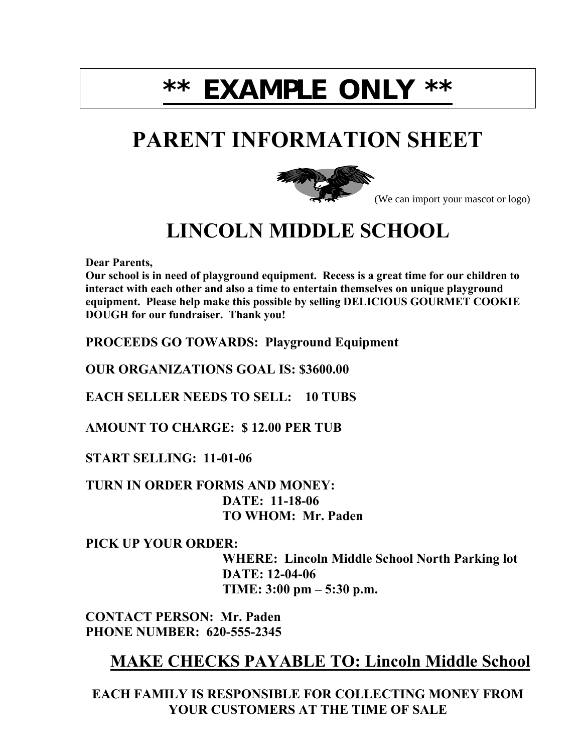# ** EXAMPLE ONLY **

# PARENT INFORMATION SHEET

(We can import your mascot or logo)

# LINCOLN MIDDLE SCHOOL

**Dear Parents,**
**Our school is in need of playground equipment. Recess is a great time for our children to interact with each other and also a time to entertain themselves on unique playground equipment. Please help make this possible by selling DELICIOUS GOURMET COOKIE DOUGH for our fundraiser. Thank you!**

**PROCEEDS GO TOWARDS: Playground Equipment**

**OUR ORGANIZATIONS GOAL IS: $3600.00**

**EACH SELLER NEEDS TO SELL: 10 TUBS**

**AMOUNT TO CHARGE: $ 12.00 PER TUB**

**START SELLING: 11-01-06**

**TURN IN ORDER FORMS AND MONEY:**
**DATE: 11-18-06**
**TO WHOM: Mr. Paden**

**PICK UP YOUR ORDER:**
**WHERE: Lincoln Middle School North Parking lot**
**DATE: 12-04-06**
**TIME: 3:00 pm – 5:30 p.m.**

**CONTACT PERSON: Mr. Paden**
**PHONE NUMBER: 620-555-2345**

## MAKE CHECKS PAYABLE TO: Lincoln Middle School

**EACH FAMILY IS RESPONSIBLE FOR COLLECTING MONEY FROM YOUR CUSTOMERS AT THE TIME OF SALE**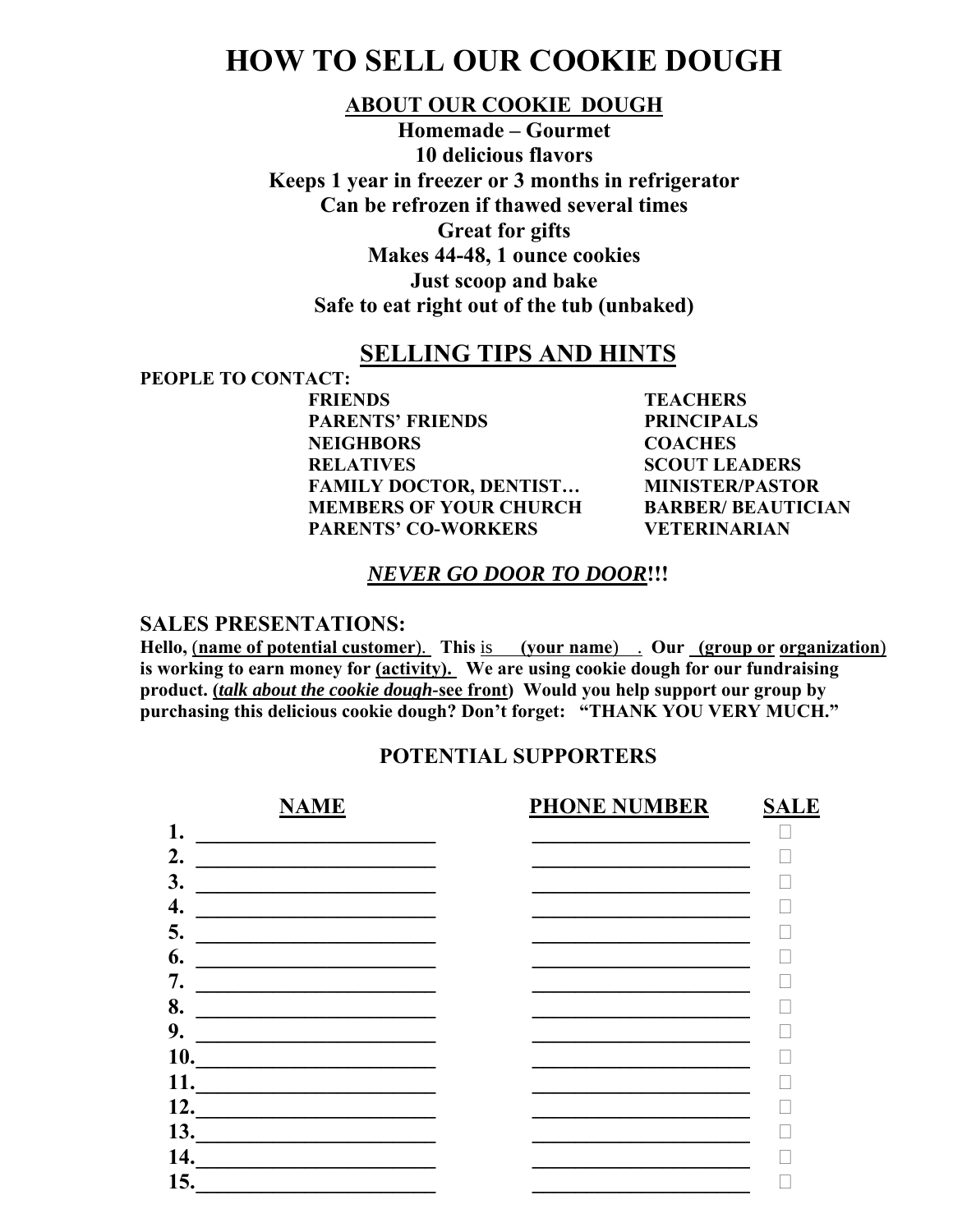# HOW TO SELL OUR COOKIE DOUGH

## ABOUT OUR COOKIE DOUGH

**Homemade – Gourmet**
**10 delicious flavors**
**Keeps 1 year in freezer or 3 months in refrigerator**
**Can be refrozen if thawed several times**
**Great for gifts**
**Makes 44-48, 1 ounce cookies**
**Just scoop and bake**
**Safe to eat right out of the tub (unbaked)**

## SELLING TIPS AND HINTS

**PEOPLE TO CONTACT:**

| | |
|---|---|
| **FRIENDS** | **TEACHERS** |
| **PARENTS' FRIENDS** | **PRINCIPALS** |
| **NEIGHBORS** | **COACHES** |
| **RELATIVES** | **SCOUT LEADERS** |
| **FAMILY DOCTOR, DENTIST…** | **MINISTER/PASTOR** |
| **MEMBERS OF YOUR CHURCH** | **BARBER/ BEAUTICIAN** |
| **PARENTS' CO-WORKERS** | **VETERINARIAN** |

***NEVER GO DOOR TO DOOR*!!!**

### SALES PRESENTATIONS:

**Hello, (name of potential customer). This is (your name) . Our (group or organization) is working to earn money for (activity). We are using cookie dough for our fundraising product. (*talk about the cookie dough*-see front) Would you help support our group by purchasing this delicious cookie dough? Don't forget: "THANK YOU VERY MUCH."**

### POTENTIAL SUPPORTERS

| | NAME | PHONE NUMBER | SALE |
|---|---|---|---|
| 1. | ______________________ | ____________________ | ☐ |
| 2. | ______________________ | ____________________ | ☐ |
| 3. | ______________________ | ____________________ | ☐ |
| 4. | ______________________ | ____________________ | ☐ |
| 5. | ______________________ | ____________________ | ☐ |
| 6. | ______________________ | ____________________ | ☐ |
| 7. | ______________________ | ____________________ | ☐ |
| 8. | ______________________ | ____________________ | ☐ |
| 9. | ______________________ | ____________________ | ☐ |
| 10. | ______________________ | ____________________ | ☐ |
| 11. | ______________________ | ____________________ | ☐ |
| 12. | ______________________ | ____________________ | ☐ |
| 13. | ______________________ | ____________________ | ☐ |
| 14. | ______________________ | ____________________ | ☐ |
| 15. | ______________________ | ____________________ | ☐ |